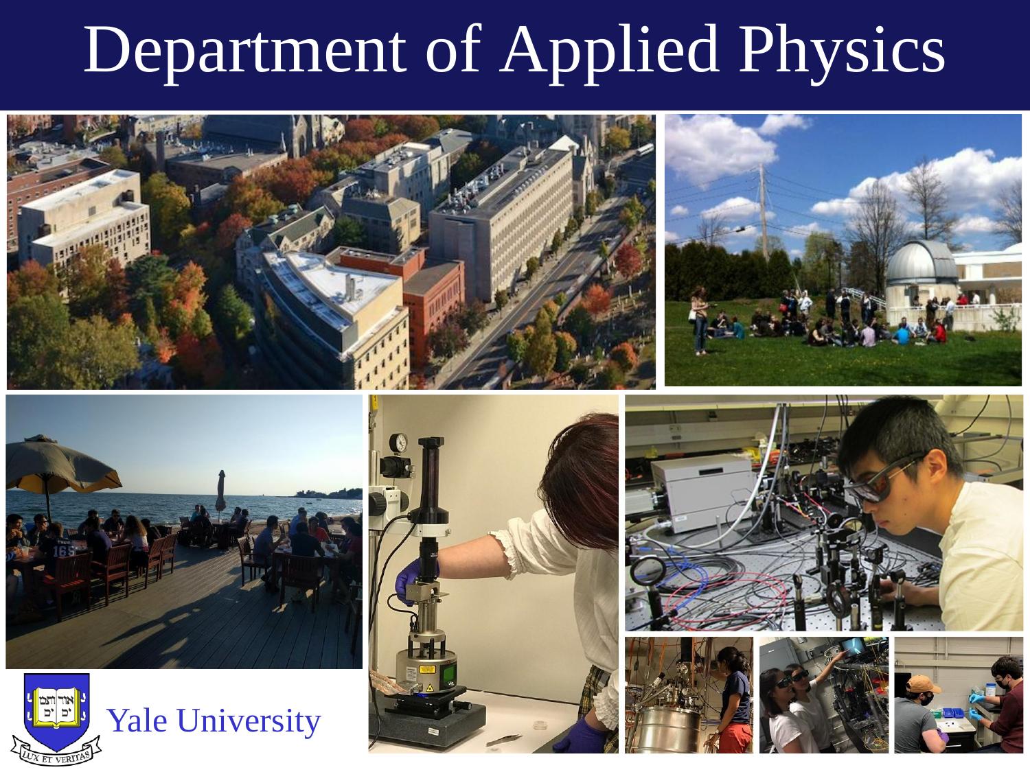# Department of Applied Physics

Yale University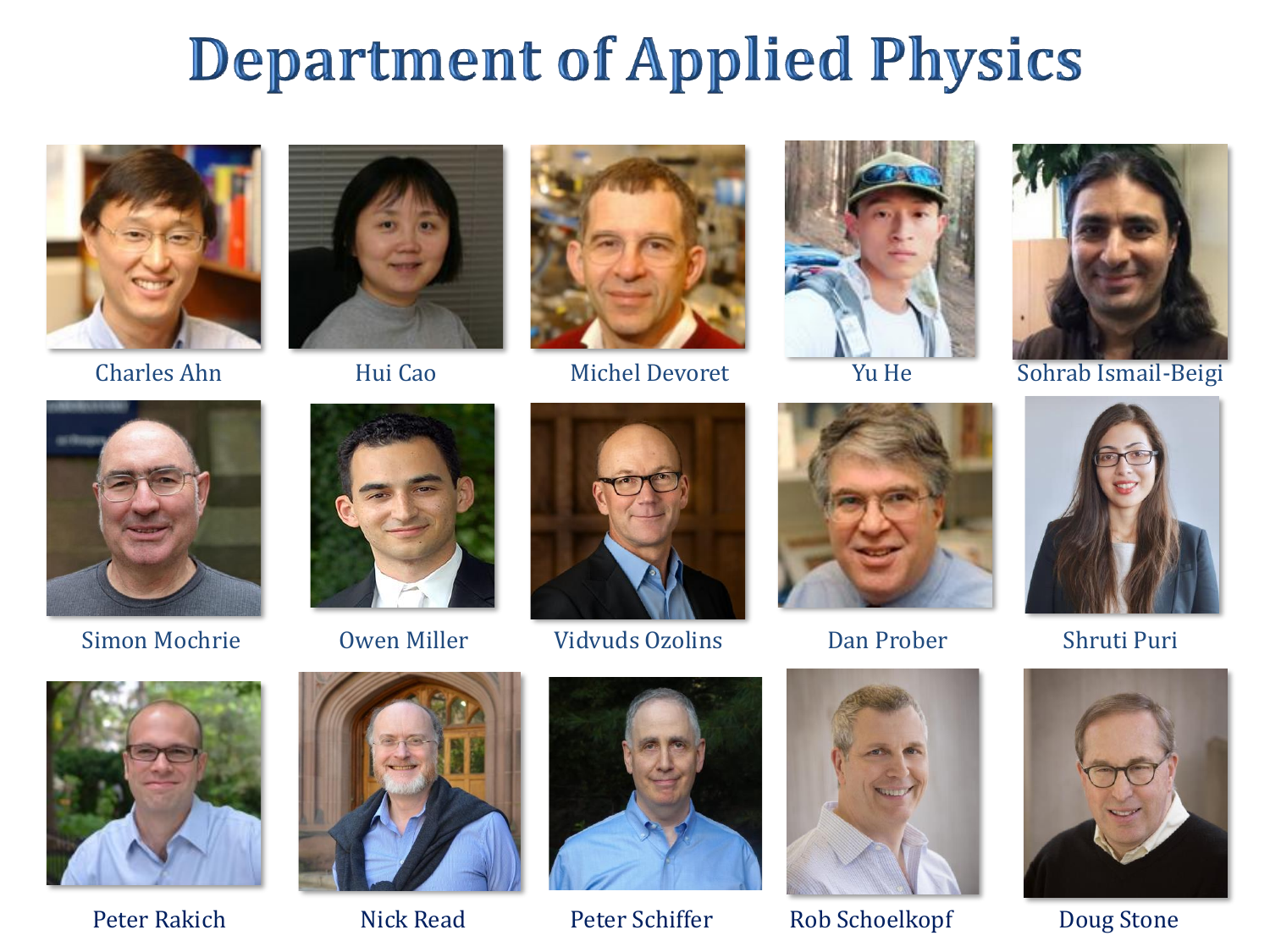# Department of Applied Physics

Charles Ahn

Hui Cao

Michel Devoret

Yu He

Sohrab Ismail-Beigi

Simon Mochrie

Owen Miller

Vidvuds Ozolins

Dan Prober

Shruti Puri

Peter Rakich

Nick Read

Peter Schiffer

Rob Schoelkopf

Doug Stone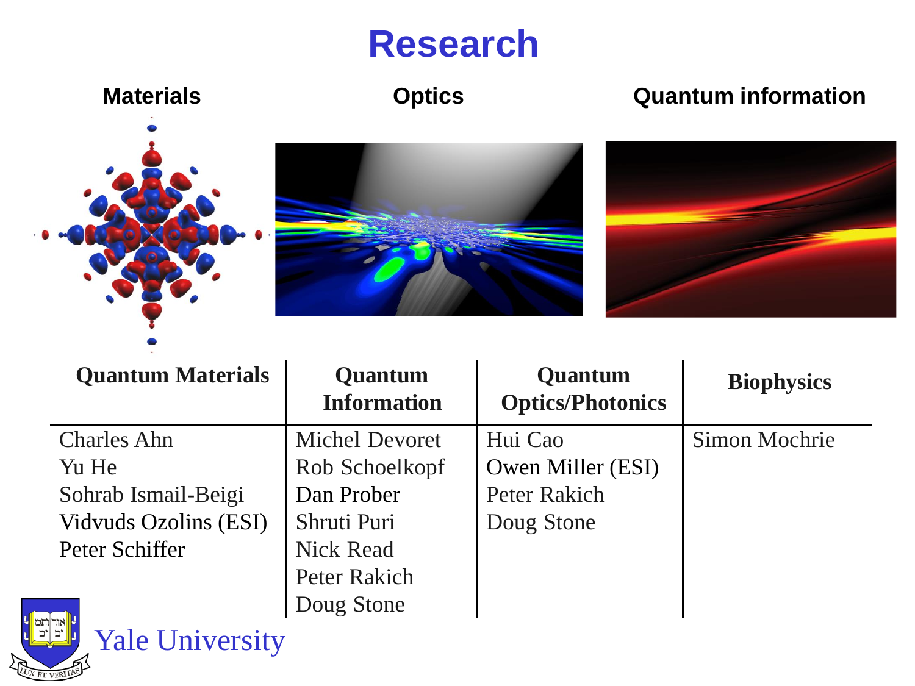# Research

**Materials** **Optics** **Quantum information**

| Quantum Materials | Quantum Information | Quantum Optics/Photonics | Biophysics |
|---|---|---|---|
| Charles Ahn | Michel Devoret | Hui Cao | Simon Mochrie |
| Yu He | Rob Schoelkopf | Owen Miller (ESI) | |
| Sohrab Ismail-Beigi | Dan Prober | Peter Rakich | |
| Vidvuds Ozolins (ESI) | Shruti Puri | Doug Stone | |
| Peter Schiffer | Nick Read | | |
| | Peter Rakich | | |
| | Doug Stone | | |

Yale University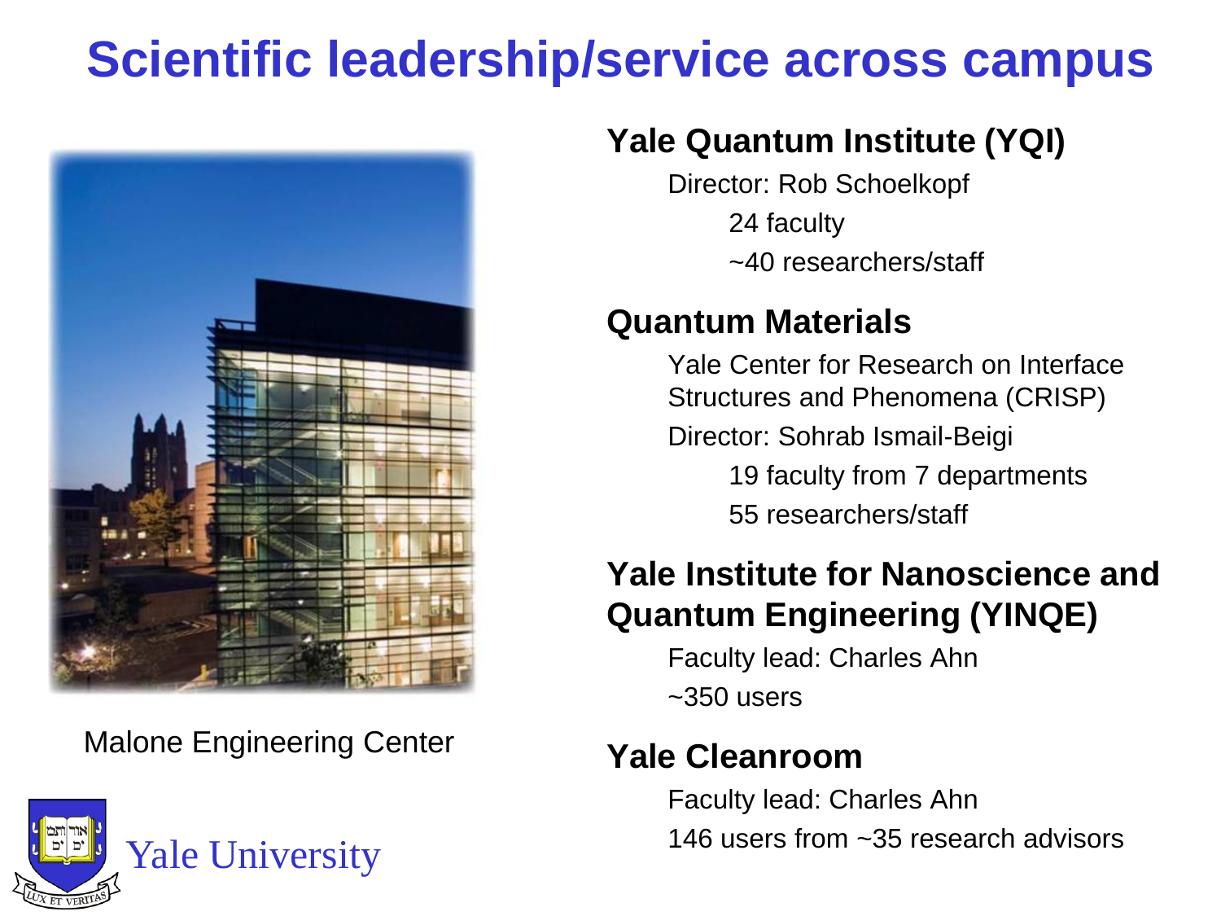# Scientific leadership/service across campus

Malone Engineering Center

Yale University

## Yale Quantum Institute (YQI)

Director: Rob Schoelkopf

- 24 faculty
- ~40 researchers/staff

## Quantum Materials

Yale Center for Research on Interface Structures and Phenomena (CRISP)

Director: Sohrab Ismail-Beigi

- 19 faculty from 7 departments
- 55 researchers/staff

## Yale Institute for Nanoscience and Quantum Engineering (YINQE)

Faculty lead: Charles Ahn

~350 users

## Yale Cleanroom

Faculty lead: Charles Ahn

146 users from ~35 research advisors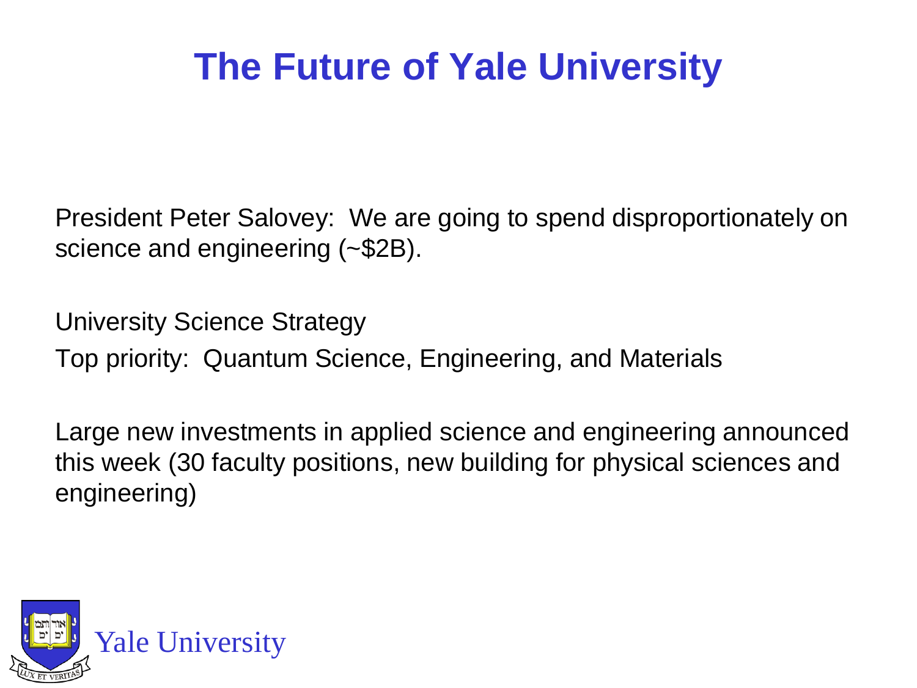# The Future of Yale University

President Peter Salovey: We are going to spend disproportionately on science and engineering (~$2B).

University Science Strategy

Top priority: Quantum Science, Engineering, and Materials

Large new investments in applied science and engineering announced this week (30 faculty positions, new building for physical sciences and engineering)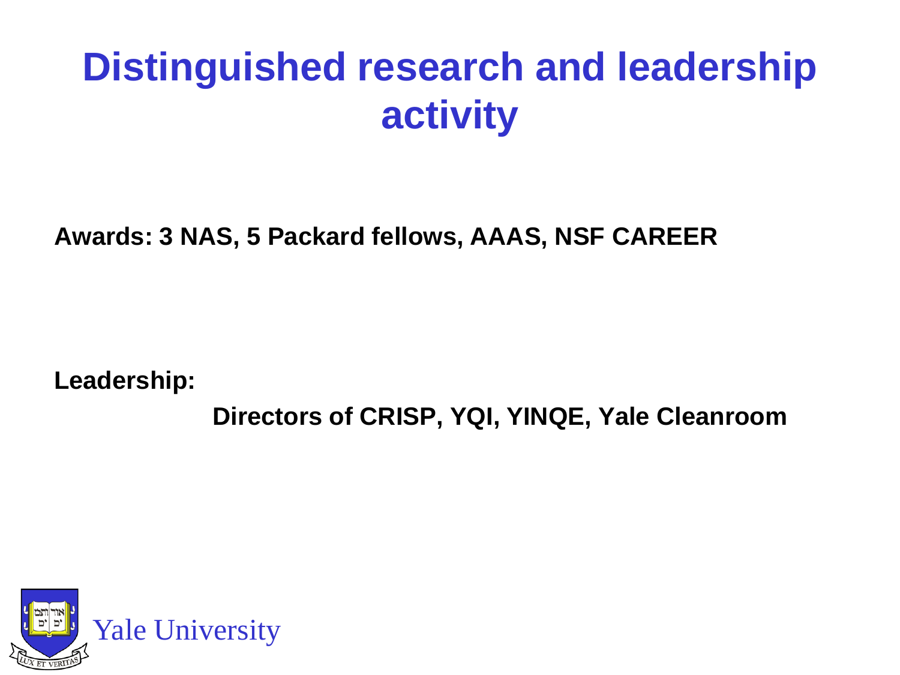# Distinguished research and leadership activity

**Awards: 3 NAS, 5 Packard fellows, AAAS, NSF CAREER**

**Leadership:**

**Directors of CRISP, YQI, YINQE, Yale Cleanroom**

Yale University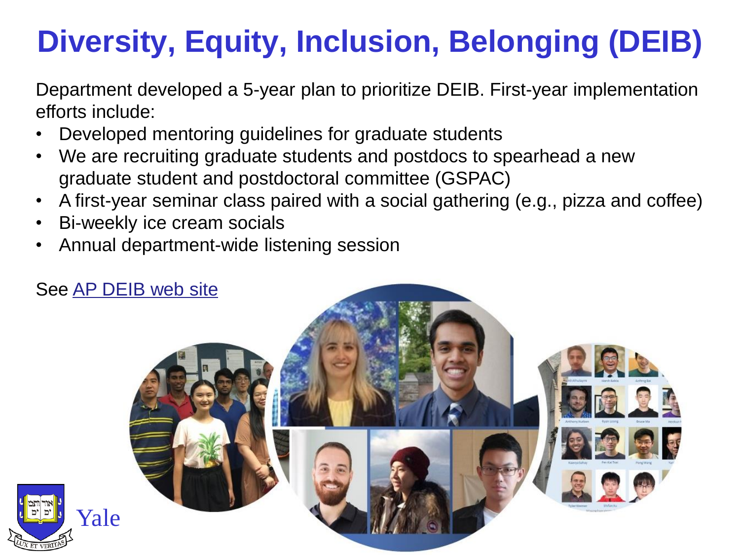# Diversity, Equity, Inclusion, Belonging (DEIB)

Department developed a 5-year plan to prioritize DEIB. First-year implementation efforts include:

- Developed mentoring guidelines for graduate students
- We are recruiting graduate students and postdocs to spearhead a new graduate student and postdoctoral committee (GSPAC)
- A first-year seminar class paired with a social gathering (e.g., pizza and coffee)
- Bi-weekly ice cream socials
- Annual department-wide listening session

See AP DEIB web site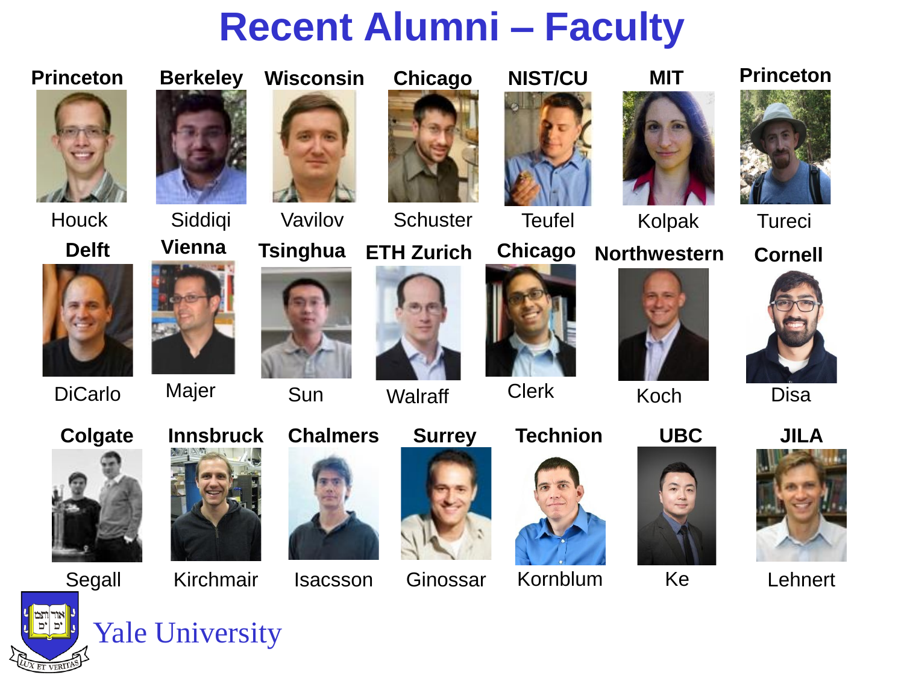# Recent Alumni – Faculty

| Princeton | Berkeley | Wisconsin | Chicago | NIST/CU | MIT | Princeton |
|---|---|---|---|---|---|---|
| Houck | Siddiqi | Vavilov | Schuster | Teufel | Kolpak | Tureci |

| Delft | Vienna | Tsinghua | ETH Zurich | Chicago | Northwestern | Cornell |
|---|---|---|---|---|---|---|
| DiCarlo | Majer | Sun | Walraff | Clerk | Koch | Disa |

| Colgate | Innsbruck | Chalmers | Surrey | Technion | UBC | JILA |
|---|---|---|---|---|---|---|
| Segall | Kirchmair | Isacsson | Ginossar | Kornblum | Ke | Lehnert |

Yale University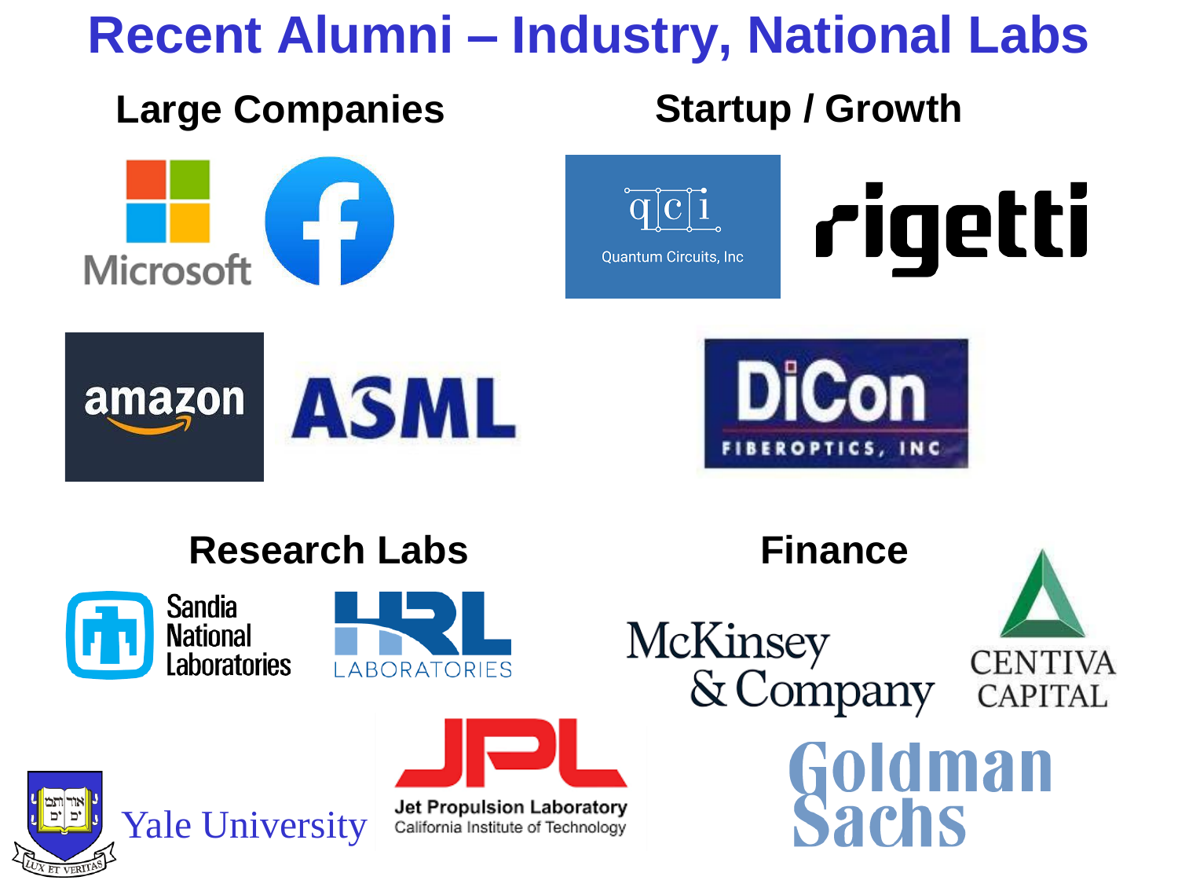# Recent Alumni – Industry, National Labs

## Large Companies

Microsoft

amazon

ASML

## Startup / Growth

qci
Quantum Circuits, Inc

rigetti

DiCon
FIBEROPTICS, INC

## Research Labs

Sandia National Laboratories

HRL LABORATORIES

Yale University

LUX ET VERITAS

JPL
Jet Propulsion Laboratory
California Institute of Technology

## Finance

McKinsey & Company

CENTIVA CAPITAL

Goldman Sachs